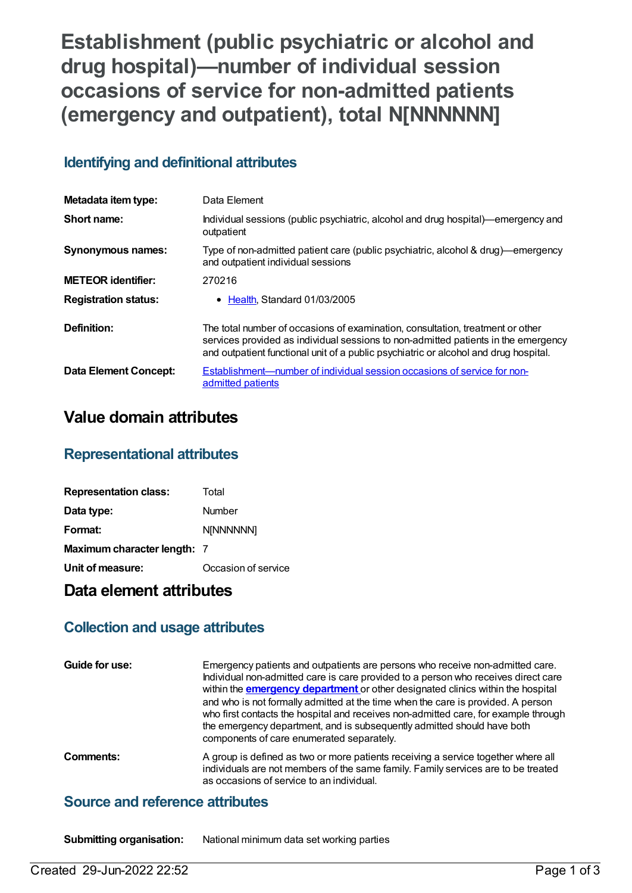# Establishment (public psychiatric or alcohol and drug hospital)—number of individual session occasions of service for non-admitted patients (emergency and outpatient), total N[NNNNNN]

## Identifying and definitional attributes

| | |
|---|---|
| **Metadata item type:** | Data Element |
| **Short name:** | Individual sessions (public psychiatric, alcohol and drug hospital)—emergency and outpatient |
| **Synonymous names:** | Type of non-admitted patient care (public psychiatric, alcohol & drug)—emergency and outpatient individual sessions |
| **METEOR identifier:** | 270216 |
| **Registration status:** | • Health, Standard 01/03/2005 |
| **Definition:** | The total number of occasions of examination, consultation, treatment or other services provided as individual sessions to non-admitted patients in the emergency and outpatient functional unit of a public psychiatric or alcohol and drug hospital. |
| **Data Element Concept:** | Establishment—number of individual session occasions of service for non-admitted patients |

# Value domain attributes

## Representational attributes

| | |
|---|---|
| **Representation class:** | Total |
| **Data type:** | Number |
| **Format:** | N[NNNNNN] |
| **Maximum character length:** | 7 |
| **Unit of measure:** | Occasion of service |

# Data element attributes

## Collection and usage attributes

| | |
|---|---|
| **Guide for use:** | Emergency patients and outpatients are persons who receive non-admitted care. Individual non-admitted care is care provided to a person who receives direct care within the **emergency department** or other designated clinics within the hospital and who is not formally admitted at the time when the care is provided. A person who first contacts the hospital and receives non-admitted care, for example through the emergency department, and is subsequently admitted should have both components of care enumerated separately. |
| **Comments:** | A group is defined as two or more patients receiving a service together where all individuals are not members of the same family. Family services are to be treated as occasions of service to an individual. |

## Source and reference attributes

| | |
|---|---|
| **Submitting organisation:** | National minimum data set working parties |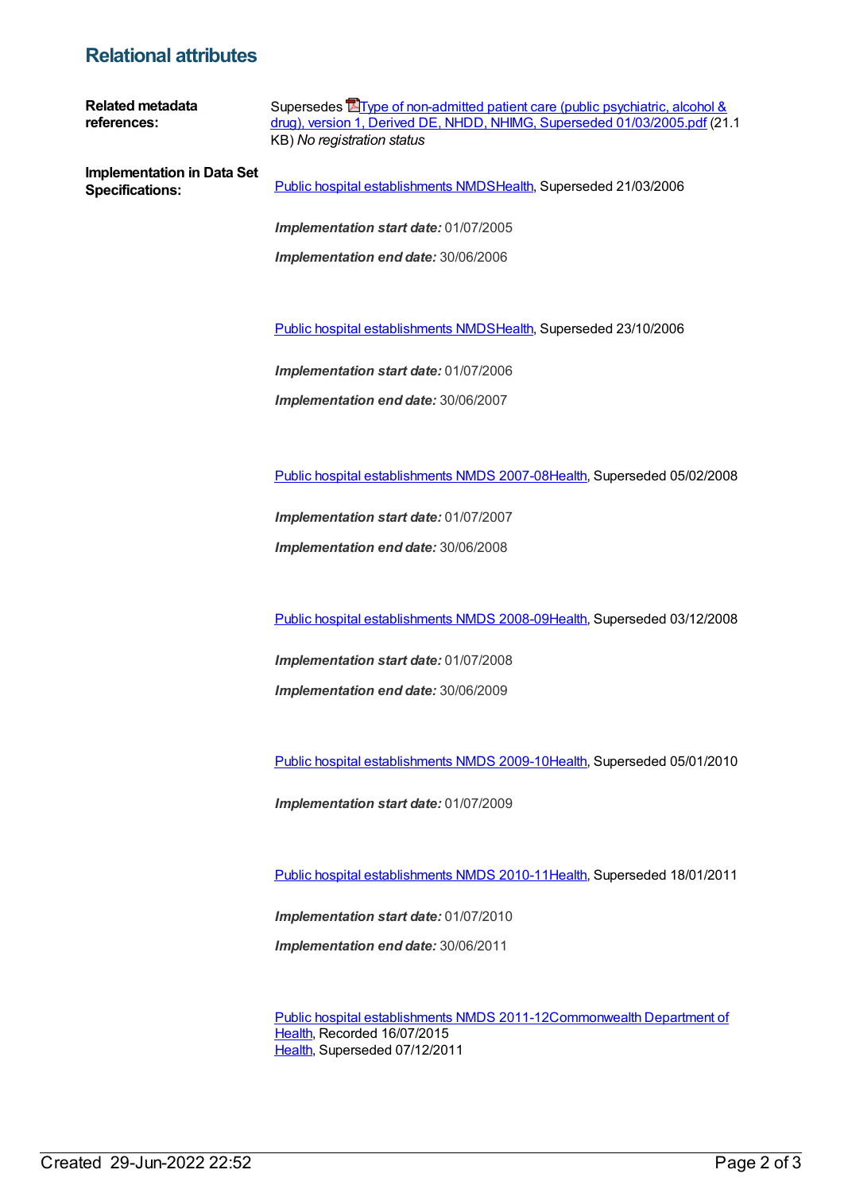## Relational attributes

**Related metadata references:**

Supersedes Type of non-admitted patient care (public psychiatric, alcohol & drug), version 1, Derived DE, NHDD, NHIMG, Superseded 01/03/2005.pdf (21.1 KB) *No registration status*

**Implementation in Data Set Specifications:**

Public hospital establishments NMDSHealth, Superseded 21/03/2006

***Implementation start date:*** 01/07/2005

***Implementation end date:*** 30/06/2006

Public hospital establishments NMDSHealth, Superseded 23/10/2006

***Implementation start date:*** 01/07/2006

***Implementation end date:*** 30/06/2007

Public hospital establishments NMDS 2007-08Health, Superseded 05/02/2008

***Implementation start date:*** 01/07/2007

***Implementation end date:*** 30/06/2008

Public hospital establishments NMDS 2008-09Health, Superseded 03/12/2008

***Implementation start date:*** 01/07/2008

***Implementation end date:*** 30/06/2009

Public hospital establishments NMDS 2009-10Health, Superseded 05/01/2010

***Implementation start date:*** 01/07/2009

Public hospital establishments NMDS 2010-11Health, Superseded 18/01/2011

***Implementation start date:*** 01/07/2010

***Implementation end date:*** 30/06/2011

Public hospital establishments NMDS 2011-12Commonwealth Department of Health, Recorded 16/07/2015
Health, Superseded 07/12/2011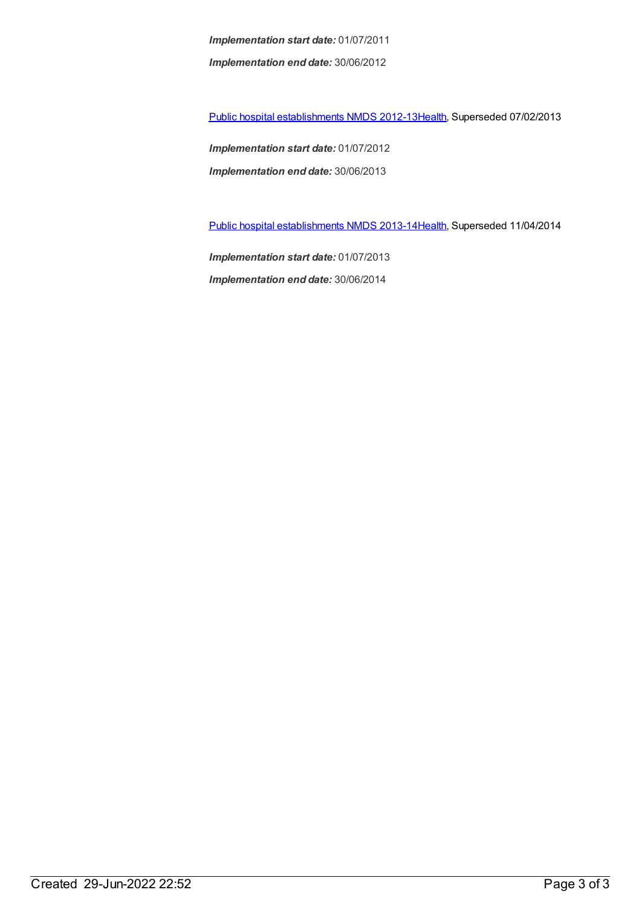***Implementation start date:*** 01/07/2011

***Implementation end date:*** 30/06/2012

Public hospital establishments NMDS 2012-13Health, Superseded 07/02/2013

***Implementation start date:*** 01/07/2012

***Implementation end date:*** 30/06/2013

Public hospital establishments NMDS 2013-14Health, Superseded 11/04/2014

***Implementation start date:*** 01/07/2013

***Implementation end date:*** 30/06/2014